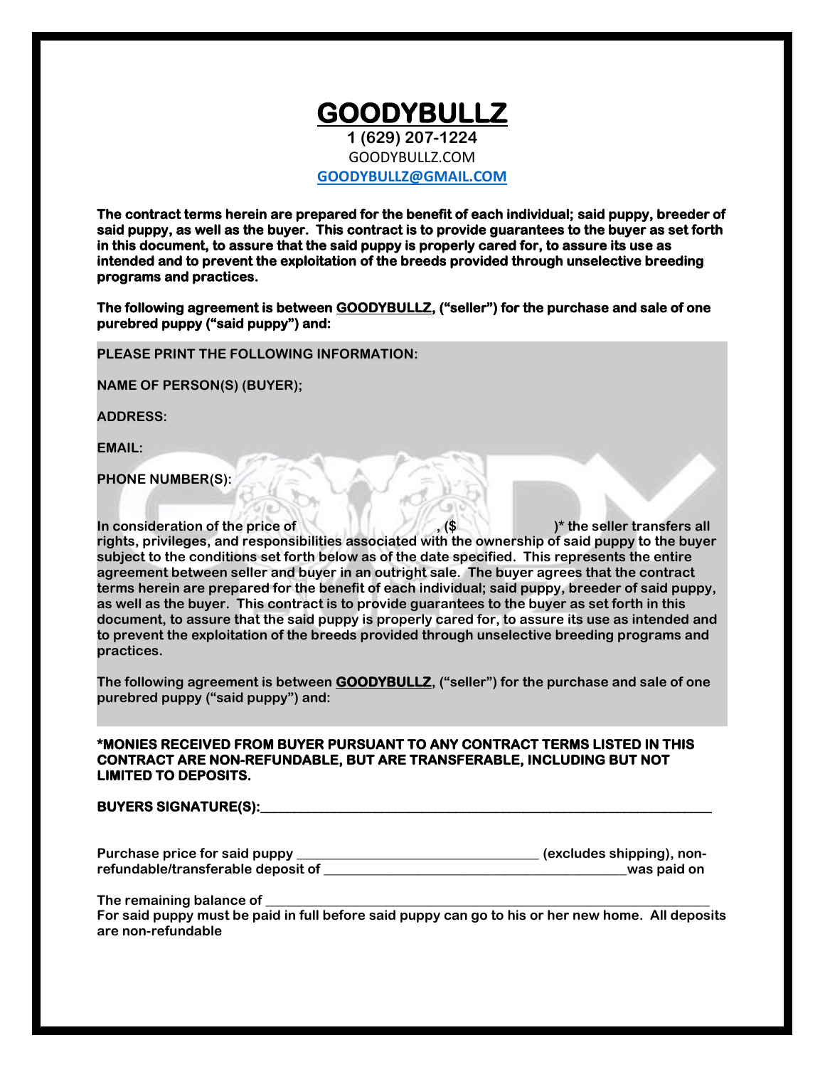# GOODYBULLZ

**1 (629) 207-1224**
GOODYBULLZ.COM
GOODYBULLZ@GMAIL.COM

**The contract terms herein are prepared for the benefit of each individual; said puppy, breeder of said puppy, as well as the buyer. This contract is to provide guarantees to the buyer as set forth in this document, to assure that the said puppy is properly cared for, to assure its use as intended and to prevent the exploitation of the breeds provided through unselective breeding programs and practices.**

**The following agreement is between GOODYBULLZ, ("seller") for the purchase and sale of one purebred puppy ("said puppy") and:**

**PLEASE PRINT THE FOLLOWING INFORMATION:**

**NAME OF PERSON(S) (BUYER);**

**ADDRESS:**

**EMAIL:**

**PHONE NUMBER(S):**

**In consideration of the price of , ($ )* the seller transfers all rights, privileges, and responsibilities associated with the ownership of said puppy to the buyer subject to the conditions set forth below as of the date specified. This represents the entire agreement between seller and buyer in an outright sale. The buyer agrees that the contract terms herein are prepared for the benefit of each individual; said puppy, breeder of said puppy, as well as the buyer. This contract is to provide guarantees to the buyer as set forth in this document, to assure that the said puppy is properly cared for, to assure its use as intended and to prevent the exploitation of the breeds provided through unselective breeding programs and practices.**

**The following agreement is between GOODYBULLZ, ("seller") for the purchase and sale of one purebred puppy ("said puppy") and:**

***MONIES RECEIVED FROM BUYER PURSUANT TO ANY CONTRACT TERMS LISTED IN THIS CONTRACT ARE NON-REFUNDABLE, BUT ARE TRANSFERABLE, INCLUDING BUT NOT LIMITED TO DEPOSITS.**

**BUYERS SIGNATURE(S):________________________________________________________________**

**Purchase price for said puppy ________________________________ (excludes shipping), non-refundable/transferable deposit of ________________________________________was paid on**

**The remaining balance of ____________________________________________________________
For said puppy must be paid in full before said puppy can go to his or her new home. All deposits are non-refundable**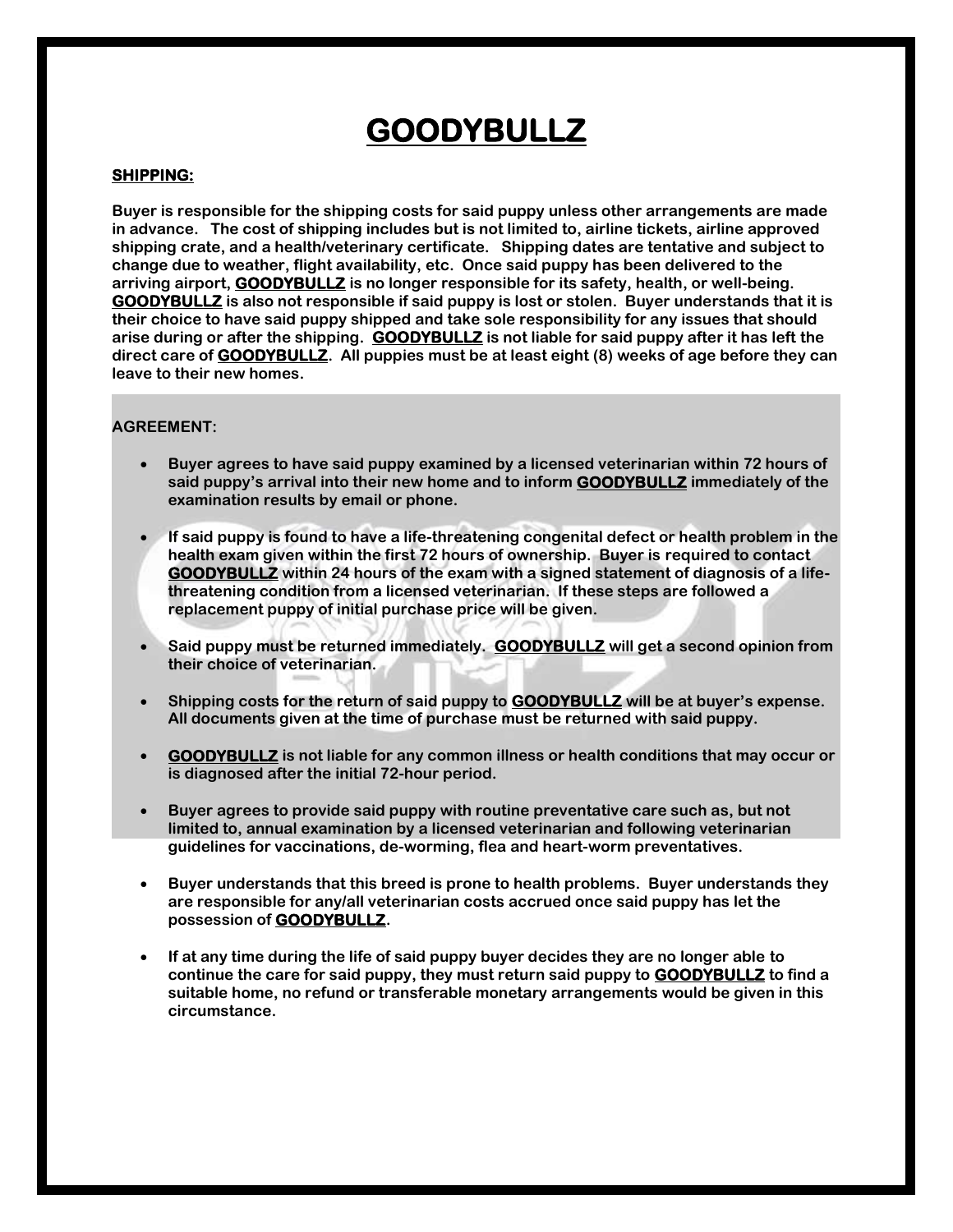# GOODYBULLZ

**SHIPPING:**

**Buyer is responsible for the shipping costs for said puppy unless other arrangements are made in advance. The cost of shipping includes but is not limited to, airline tickets, airline approved shipping crate, and a health/veterinary certificate. Shipping dates are tentative and subject to change due to weather, flight availability, etc. Once said puppy has been delivered to the arriving airport, GOODYBULLZ is no longer responsible for its safety, health, or well-being. GOODYBULLZ is also not responsible if said puppy is lost or stolen. Buyer understands that it is their choice to have said puppy shipped and take sole responsibility for any issues that should arise during or after the shipping. GOODYBULLZ is not liable for said puppy after it has left the direct care of GOODYBULLZ. All puppies must be at least eight (8) weeks of age before they can leave to their new homes.**

**AGREEMENT:**

- **Buyer agrees to have said puppy examined by a licensed veterinarian within 72 hours of said puppy's arrival into their new home and to inform GOODYBULLZ immediately of the examination results by email or phone.**
- **If said puppy is found to have a life-threatening congenital defect or health problem in the health exam given within the first 72 hours of ownership. Buyer is required to contact GOODYBULLZ within 24 hours of the exam with a signed statement of diagnosis of a life-threatening condition from a licensed veterinarian. If these steps are followed a replacement puppy of initial purchase price will be given.**
- **Said puppy must be returned immediately. GOODYBULLZ will get a second opinion from their choice of veterinarian.**
- **Shipping costs for the return of said puppy to GOODYBULLZ will be at buyer's expense. All documents given at the time of purchase must be returned with said puppy.**
- **GOODYBULLZ is not liable for any common illness or health conditions that may occur or is diagnosed after the initial 72-hour period.**
- **Buyer agrees to provide said puppy with routine preventative care such as, but not limited to, annual examination by a licensed veterinarian and following veterinarian guidelines for vaccinations, de-worming, flea and heart-worm preventatives.**
- **Buyer understands that this breed is prone to health problems. Buyer understands they are responsible for any/all veterinarian costs accrued once said puppy has let the possession of GOODYBULLZ.**
- **If at any time during the life of said puppy buyer decides they are no longer able to continue the care for said puppy, they must return said puppy to GOODYBULLZ to find a suitable home, no refund or transferable monetary arrangements would be given in this circumstance.**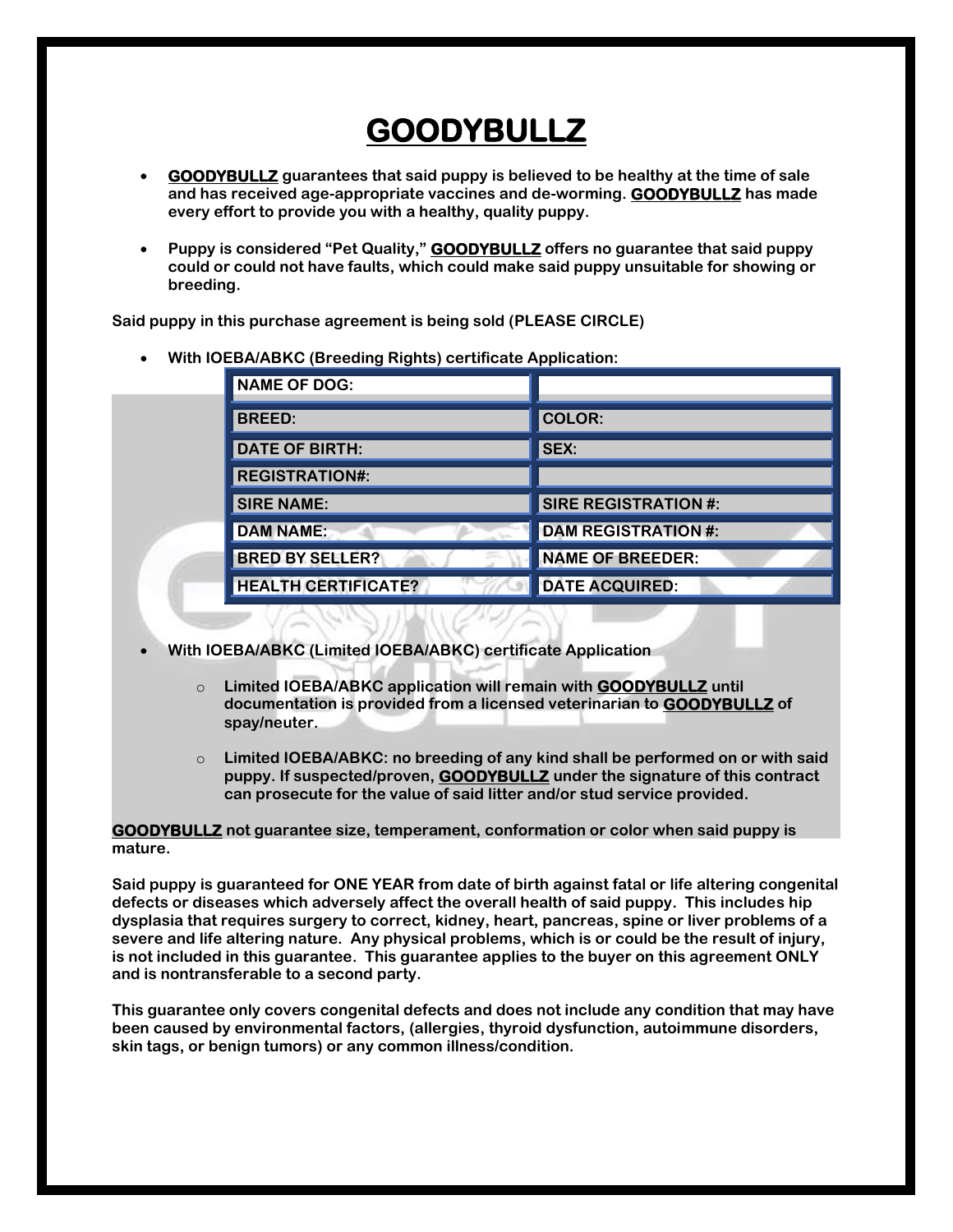# GOODYBULLZ

- **GOODYBULLZ guarantees that said puppy is believed to be healthy at the time of sale and has received age-appropriate vaccines and de-worming. GOODYBULLZ has made every effort to provide you with a healthy, quality puppy.**

- **Puppy is considered "Pet Quality," GOODYBULLZ offers no guarantee that said puppy could or could not have faults, which could make said puppy unsuitable for showing or breeding.**

**Said puppy in this purchase agreement is being sold (PLEASE CIRCLE)**

- **With IOEBA/ABKC (Breeding Rights) certificate Application:**

| NAME OF DOG: | |
|---|---|
| BREED: | COLOR: |
| DATE OF BIRTH: | SEX: |
| REGISTRATION#: | |
| SIRE NAME: | SIRE REGISTRATION #: |
| DAM NAME: | DAM REGISTRATION #: |
| BRED BY SELLER? | NAME OF BREEDER: |
| HEALTH CERTIFICATE? | DATE ACQUIRED: |

- **With IOEBA/ABKC (Limited IOEBA/ABKC) certificate Application**
  - **Limited IOEBA/ABKC application will remain with GOODYBULLZ until documentation is provided from a licensed veterinarian to GOODYBULLZ of spay/neuter.**
  - **Limited IOEBA/ABKC: no breeding of any kind shall be performed on or with said puppy. If suspected/proven, GOODYBULLZ under the signature of this contract can prosecute for the value of said litter and/or stud service provided.**

**GOODYBULLZ not guarantee size, temperament, conformation or color when said puppy is mature.**

**Said puppy is guaranteed for ONE YEAR from date of birth against fatal or life altering congenital defects or diseases which adversely affect the overall health of said puppy. This includes hip dysplasia that requires surgery to correct, kidney, heart, pancreas, spine or liver problems of a severe and life altering nature. Any physical problems, which is or could be the result of injury, is not included in this guarantee. This guarantee applies to the buyer on this agreement ONLY and is nontransferable to a second party.**

**This guarantee only covers congenital defects and does not include any condition that may have been caused by environmental factors, (allergies, thyroid dysfunction, autoimmune disorders, skin tags, or benign tumors) or any common illness/condition.**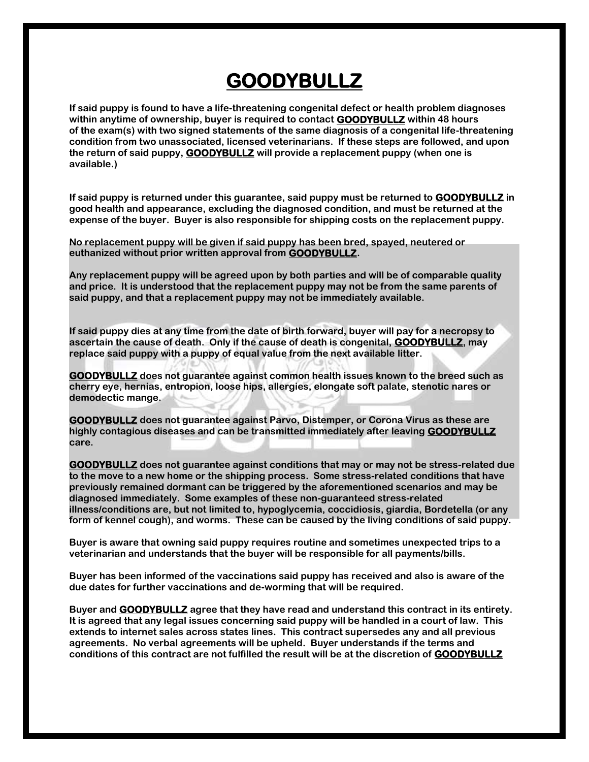# **GOODYBULLZ**

**If said puppy is found to have a life-threatening congenital defect or health problem diagnoses within anytime of ownership, buyer is required to contact GOODYBULLZ within 48 hours of the exam(s) with two signed statements of the same diagnosis of a congenital life-threatening condition from two unassociated, licensed veterinarians. If these steps are followed, and upon the return of said puppy, GOODYBULLZ will provide a replacement puppy (when one is available.)**

**If said puppy is returned under this guarantee, said puppy must be returned to GOODYBULLZ in good health and appearance, excluding the diagnosed condition, and must be returned at the expense of the buyer. Buyer is also responsible for shipping costs on the replacement puppy.**

**No replacement puppy will be given if said puppy has been bred, spayed, neutered or euthanized without prior written approval from GOODYBULLZ.**

**Any replacement puppy will be agreed upon by both parties and will be of comparable quality and price. It is understood that the replacement puppy may not be from the same parents of said puppy, and that a replacement puppy may not be immediately available.**

**If said puppy dies at any time from the date of birth forward, buyer will pay for a necropsy to ascertain the cause of death. Only if the cause of death is congenital, GOODYBULLZ, may replace said puppy with a puppy of equal value from the next available litter.**

**GOODYBULLZ does not guarantee against common health issues known to the breed such as cherry eye, hernias, entropion, loose hips, allergies, elongate soft palate, stenotic nares or demodectic mange.**

**GOODYBULLZ does not guarantee against Parvo, Distemper, or Corona Virus as these are highly contagious diseases and can be transmitted immediately after leaving GOODYBULLZ care.**

**GOODYBULLZ does not guarantee against conditions that may or may not be stress-related due to the move to a new home or the shipping process. Some stress-related conditions that have previously remained dormant can be triggered by the aforementioned scenarios and may be diagnosed immediately. Some examples of these non-guaranteed stress-related illness/conditions are, but not limited to, hypoglycemia, coccidiosis, giardia, Bordetella (or any form of kennel cough), and worms. These can be caused by the living conditions of said puppy.**

**Buyer is aware that owning said puppy requires routine and sometimes unexpected trips to a veterinarian and understands that the buyer will be responsible for all payments/bills.**

**Buyer has been informed of the vaccinations said puppy has received and also is aware of the due dates for further vaccinations and de-worming that will be required.**

**Buyer and GOODYBULLZ agree that they have read and understand this contract in its entirety. It is agreed that any legal issues concerning said puppy will be handled in a court of law. This extends to internet sales across states lines. This contract supersedes any and all previous agreements. No verbal agreements will be upheld. Buyer understands if the terms and conditions of this contract are not fulfilled the result will be at the discretion of GOODYBULLZ**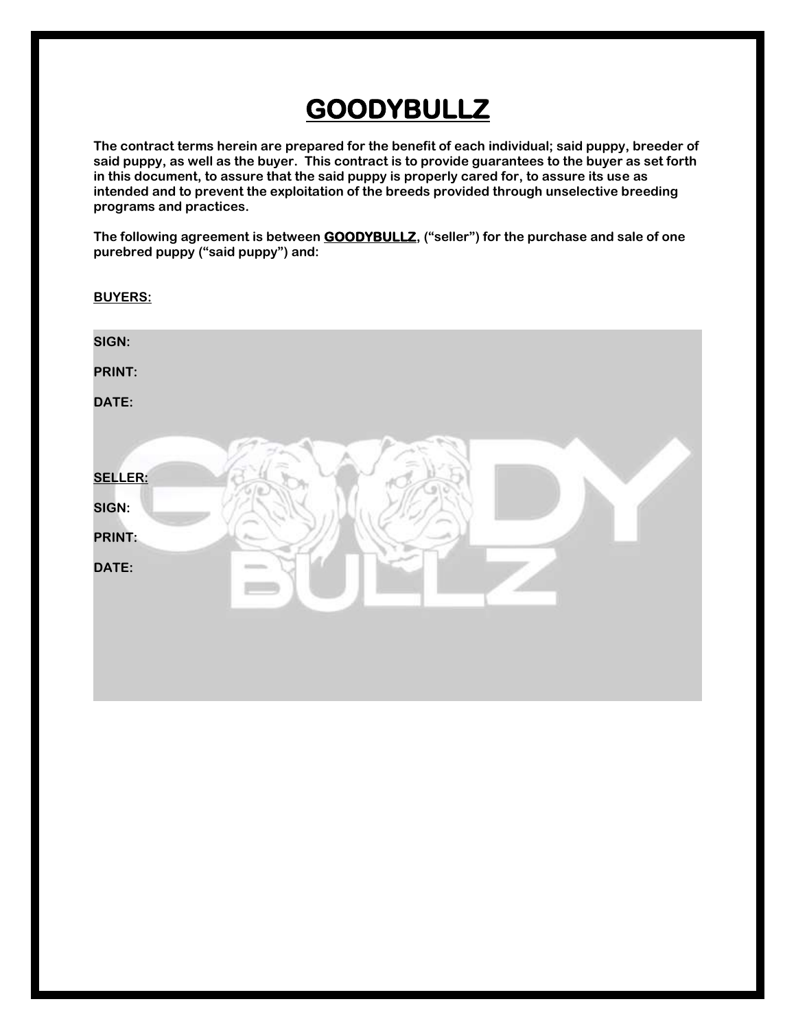# GOODYBULLZ

**The contract terms herein are prepared for the benefit of each individual; said puppy, breeder of said puppy, as well as the buyer. This contract is to provide guarantees to the buyer as set forth in this document, to assure that the said puppy is properly cared for, to assure its use as intended and to prevent the exploitation of the breeds provided through unselective breeding programs and practices.**

**The following agreement is between GOODYBULLZ, ("seller") for the purchase and sale of one purebred puppy ("said puppy") and:**

**BUYERS:**

**SIGN:**

**PRINT:**

**DATE:**

**SELLER:**

**SIGN:**

**PRINT:**

**DATE:**